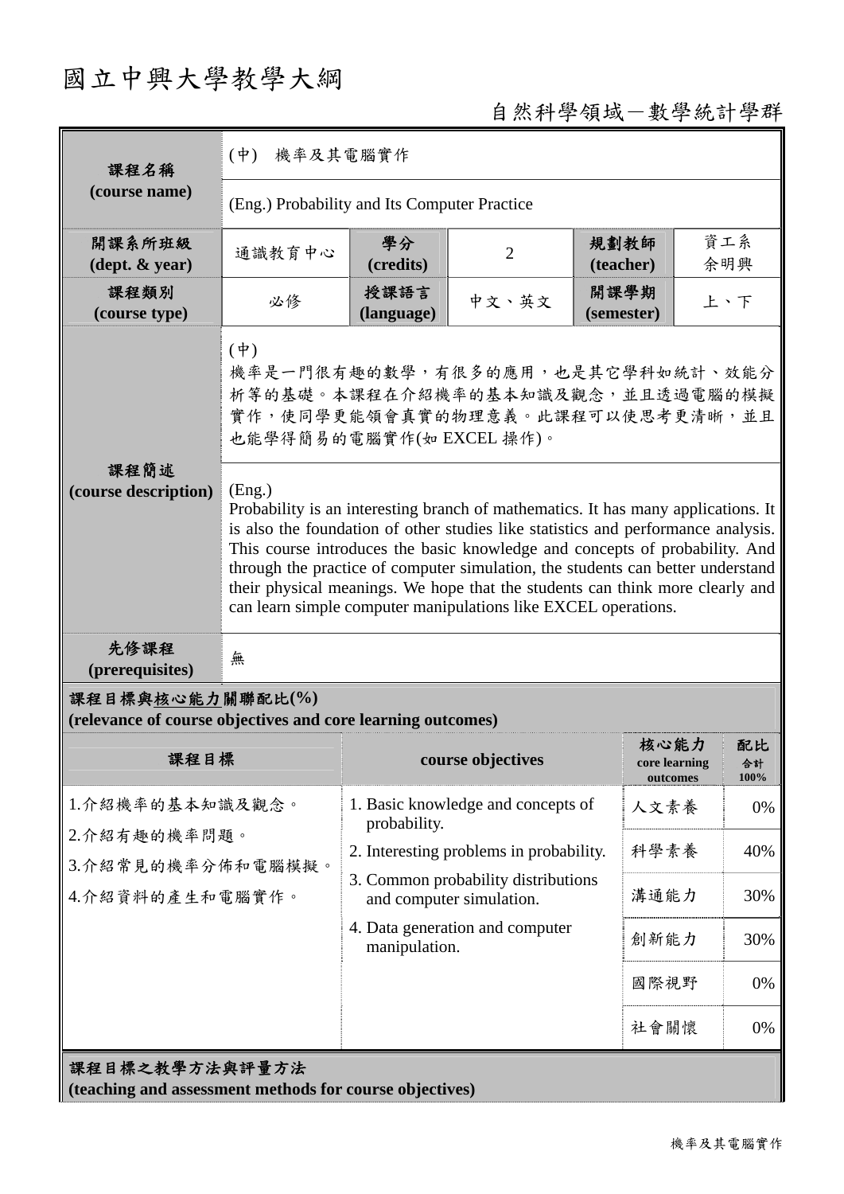# 國立中興大學教學大綱

自然科學領域－數學統計學群

| 課程名稱<br>(course name) | (中) 機率及其電腦實作 | | | | |
|---|---|---|---|---|---|
| | (Eng.) Probability and Its Computer Practice | | | | |
| 開課系所班級<br>(dept. & year) | 通識教育中心 | 學分<br>(credits) | 2 | 規劃教師<br>(teacher) | 資工系<br>余明興 |
| 課程類別<br>(course type) | 必修 | 授課語言<br>(language) | 中文、英文 | 開課學期<br>(semester) | 上、下 |
| 課程簡述<br>(course description) | (中)<br>機率是一門很有趣的數學，有很多的應用，也是其它學科如統計、效能分析等的基礎。本課程在介紹機率的基本知識及觀念，並且透過電腦的模擬實作，使同學更能領會真實的物理意義。此課程可以使思考更清晰，並且也能學得簡易的電腦實作(如 EXCEL 操作)。 | | | | |
| | (Eng.)<br>Probability is an interesting branch of mathematics. It has many applications. It is also the foundation of other studies like statistics and performance analysis. This course introduces the basic knowledge and concepts of probability. And through the practice of computer simulation, the students can better understand their physical meanings. We hope that the students can think more clearly and can learn simple computer manipulations like EXCEL operations. | | | | |
| 先修課程<br>(prerequisites) | 無 | | | | |

**課程目標與核心能力關聯配比(%)**
**(relevance of course objectives and core learning outcomes)**

| 課程目標 | course objectives | 核心能力<br>core learning outcomes | 配比<br>合計 100% |
|---|---|---|---|
| 1.介紹機率的基本知識及觀念。<br>2.介紹有趣的機率問題。<br>3.介紹常見的機率分佈和電腦模擬。<br>4.介紹資料的產生和電腦實作。 | 1. Basic knowledge and concepts of probability.<br>2. Interesting problems in probability.<br>3. Common probability distributions and computer simulation.<br>4. Data generation and computer manipulation. | 人文素養 | 0% |
| | | 科學素養 | 40% |
| | | 溝通能力 | 30% |
| | | 創新能力 | 30% |
| | | 國際視野 | 0% |
| | | 社會關懷 | 0% |

**課程目標之教學方法與評量方法**
**(teaching and assessment methods for course objectives)**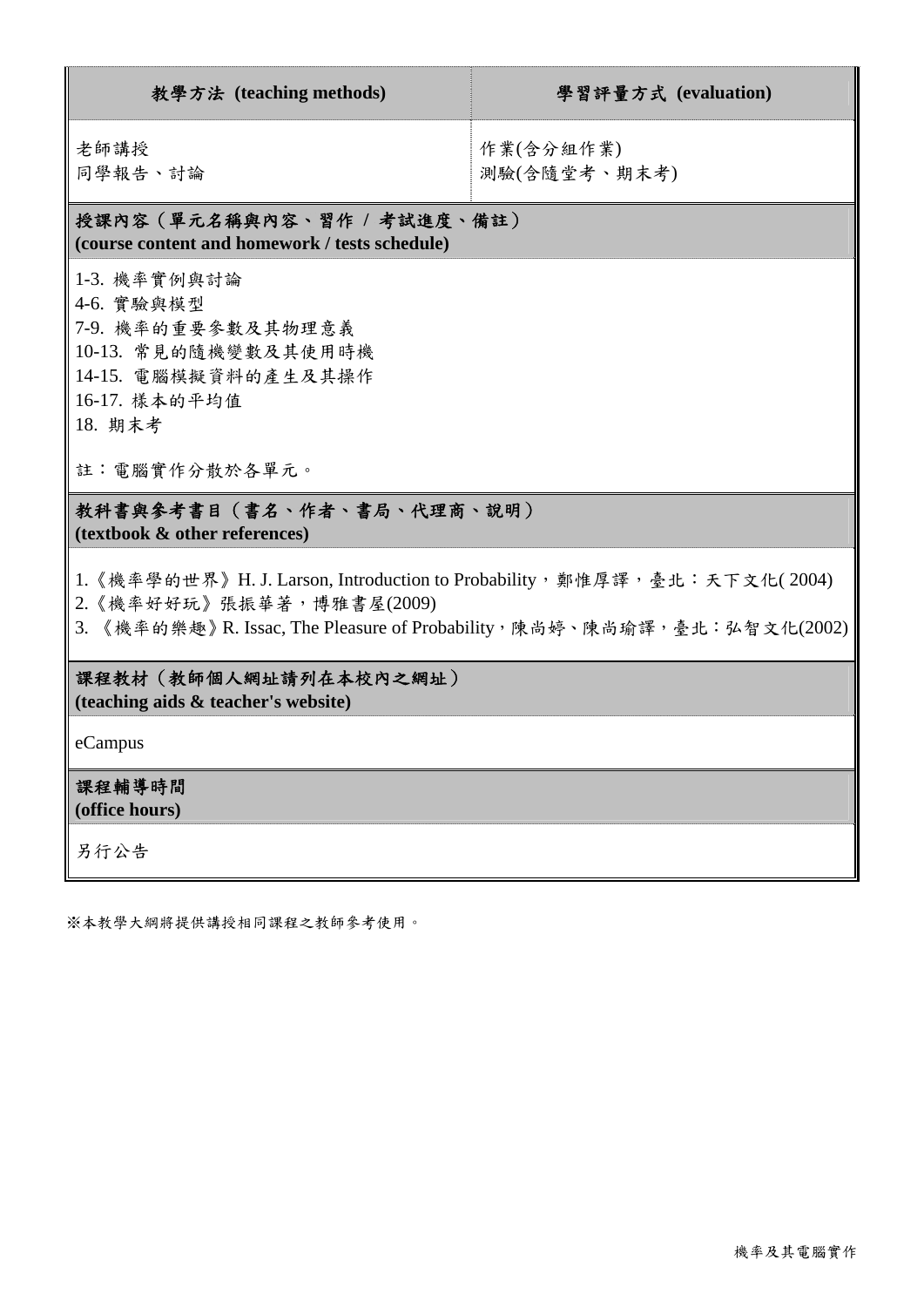| 教學方法 (teaching methods) | 學習評量方式 (evaluation) |
|---|---|
| 老師講授<br>同學報告、討論 | 作業(含分組作業)<br>測驗(含隨堂考、期末考) |

**授課內容（單元名稱與內容、習作 / 考試進度、備註）**
**(course content and homework / tests schedule)**

1-3. 機率實例與討論
4-6. 實驗與模型
7-9. 機率的重要參數及其物理意義
10-13. 常見的隨機變數及其使用時機
14-15. 電腦模擬資料的產生及其操作
16-17. 樣本的平均值
18. 期末考

註：電腦實作分散於各單元。

**教科書與參考書目（書名、作者、書局、代理商、說明）**
**(textbook & other references)**

1.《機率學的世界》H. J. Larson, Introduction to Probability，鄭惟厚譯，臺北：天下文化( 2004)
2.《機率好好玩》張振華著，博雅書屋(2009)
3. 《機率的樂趣》R. Issac, The Pleasure of Probability，陳尚婷、陳尚瑜譯，臺北：弘智文化(2002)

**課程教材（教師個人網址請列在本校內之網址）**
**(teaching aids & teacher's website)**

eCampus

**課程輔導時間**
**(office hours)**

另行公告

※本教學大綱將提供講授相同課程之教師參考使用。